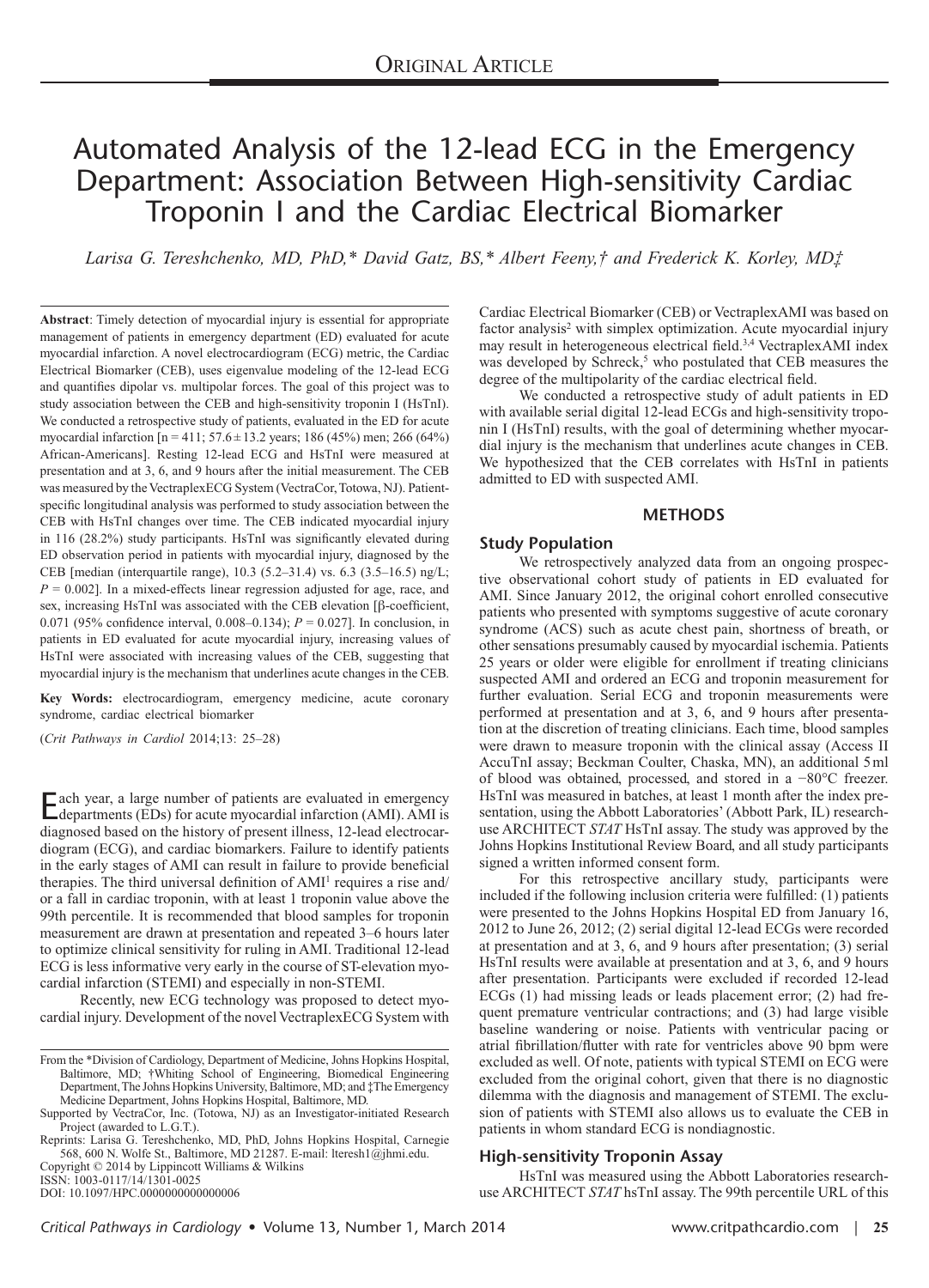Original Article

# Automated Analysis of the 12-lead ECG in the Emergency Department: Association Between High-sensitivity Cardiac Troponin I and the Cardiac Electrical Biomarker

*Larisa G. Tereshchenko, MD, PhD,\* David Gatz, BS,\* Albert Feeny,† and Frederick K. Korley, MD‡*

**Abstract**: Timely detection of myocardial injury is essential for appropriate management of patients in emergency department (ED) evaluated for acute myocardial infarction. A novel electrocardiogram (ECG) metric, the Cardiac Electrical Biomarker (CEB), uses eigenvalue modeling of the 12-lead ECG and quantifies dipolar vs. multipolar forces. The goal of this project was to study association between the CEB and high-sensitivity troponin I (HsTnI). We conducted a retrospective study of patients, evaluated in the ED for acute myocardial infarction [n = 411; 57.6 ± 13.2 years; 186 (45%) men; 266 (64%) African-Americans]. Resting 12-lead ECG and HsTnI were measured at presentation and at 3, 6, and 9 hours after the initial measurement. The CEB was measured by the VectraplexECG System (VectraCor, Totowa, NJ). Patient-specific longitudinal analysis was performed to study association between the CEB with HsTnI changes over time. The CEB indicated myocardial injury in 116 (28.2%) study participants. HsTnI was significantly elevated during ED observation period in patients with myocardial injury, diagnosed by the CEB [median (interquartile range), 10.3 (5.2–31.4) vs. 6.3 (3.5–16.5) ng/L; $P = 0.002$]. In a mixed-effects linear regression adjusted for age, race, and sex, increasing HsTnI was associated with the CEB elevation [β-coefficient, 0.071 (95% confidence interval, 0.008–0.134); $P = 0.027$]. In conclusion, in patients in ED evaluated for acute myocardial injury, increasing values of HsTnI were associated with increasing values of the CEB, suggesting that myocardial injury is the mechanism that underlines acute changes in the CEB.

**Key Words:** electrocardiogram, emergency medicine, acute coronary syndrome, cardiac electrical biomarker

(*Crit Pathways in Cardiol* 2014;13: 25–28)

Each year, a large number of patients are evaluated in emergency departments (EDs) for acute myocardial infarction (AMI). AMI is diagnosed based on the history of present illness, 12-lead electrocardiogram (ECG), and cardiac biomarkers. Failure to identify patients in the early stages of AMI can result in failure to provide beneficial therapies. The third universal definition of AMI[1] requires a rise and/or a fall in cardiac troponin, with at least 1 troponin value above the 99th percentile. It is recommended that blood samples for troponin measurement are drawn at presentation and repeated 3–6 hours later to optimize clinical sensitivity for ruling in AMI. Traditional 12-lead ECG is less informative very early in the course of ST-elevation myocardial infarction (STEMI) and especially in non-STEMI.

Recently, new ECG technology was proposed to detect myocardial injury. Development of the novel VectraplexECG System with Cardiac Electrical Biomarker (CEB) or VectraplexAMI was based on factor analysis[2] with simplex optimization. Acute myocardial injury may result in heterogeneous electrical field.[3,4] VectraplexAMI index was developed by Schreck,[5] who postulated that CEB measures the degree of the multipolarity of the cardiac electrical field.

We conducted a retrospective study of adult patients in ED with available serial digital 12-lead ECGs and high-sensitivity troponin I (HsTnI) results, with the goal of determining whether myocardial injury is the mechanism that underlines acute changes in CEB. We hypothesized that the CEB correlates with HsTnI in patients admitted to ED with suspected AMI.

## METHODS

### Study Population

We retrospectively analyzed data from an ongoing prospective observational cohort study of patients in ED evaluated for AMI. Since January 2012, the original cohort enrolled consecutive patients who presented with symptoms suggestive of acute coronary syndrome (ACS) such as acute chest pain, shortness of breath, or other sensations presumably caused by myocardial ischemia. Patients 25 years or older were eligible for enrollment if treating clinicians suspected AMI and ordered an ECG and troponin measurement for further evaluation. Serial ECG and troponin measurements were performed at presentation and at 3, 6, and 9 hours after presentation at the discretion of treating clinicians. Each time, blood samples were drawn to measure troponin with the clinical assay (Access II AccuTnI assay; Beckman Coulter, Chaska, MN), an additional 5 ml of blood was obtained, processed, and stored in a −80°C freezer. HsTnI was measured in batches, at least 1 month after the index presentation, using the Abbott Laboratories' (Abbott Park, IL) research-use ARCHITECT *STAT* HsTnI assay. The study was approved by the Johns Hopkins Institutional Review Board, and all study participants signed a written informed consent form.

For this retrospective ancillary study, participants were included if the following inclusion criteria were fulfilled: (1) patients were presented to the Johns Hopkins Hospital ED from January 16, 2012 to June 26, 2012; (2) serial digital 12-lead ECGs were recorded at presentation and at 3, 6, and 9 hours after presentation; (3) serial HsTnI results were available at presentation and at 3, 6, and 9 hours after presentation. Participants were excluded if recorded 12-lead ECGs (1) had missing leads or leads placement error; (2) had frequent premature ventricular contractions; and (3) had large visible baseline wandering or noise. Patients with ventricular pacing or atrial fibrillation/flutter with rate for ventricles above 90 bpm were excluded as well. Of note, patients with typical STEMI on ECG were excluded from the original cohort, given that there is no diagnostic dilemma with the diagnosis and management of STEMI. The exclusion of patients with STEMI also allows us to evaluate the CEB in patients in whom standard ECG is nondiagnostic.

### High-sensitivity Troponin Assay

HsTnI was measured using the Abbott Laboratories research-use ARCHITECT *STAT* hsTnI assay. The 99th percentile URL of this

From the \*Division of Cardiology, Department of Medicine, Johns Hopkins Hospital, Baltimore, MD; †Whiting School of Engineering, Biomedical Engineering Department, The Johns Hopkins University, Baltimore, MD; and ‡The Emergency Medicine Department, Johns Hopkins Hospital, Baltimore, MD.

Supported by VectraCor, Inc. (Totowa, NJ) as an Investigator-initiated Research Project (awarded to L.G.T.).

Reprints: Larisa G. Tereshchenko, MD, PhD, Johns Hopkins Hospital, Carnegie 568, 600 N. Wolfe St., Baltimore, MD 21287. E-mail: lteresh1@jhmi.edu.

Copyright © 2014 by Lippincott Williams & Wilkins

ISSN: 1003-0117/14/1301-0025

DOI: 10.1097/HPC.0000000000000006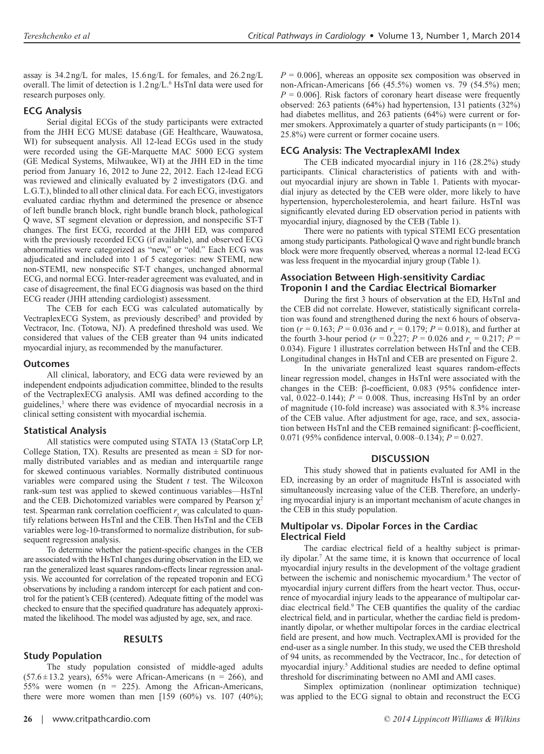assay is 34.2 ng/L for males, 15.6 ng/L for females, and 26.2 ng/L overall. The limit of detection is 1.2 ng/L.[6] HsTnI data were used for research purposes only.

### ECG Analysis

Serial digital ECGs of the study participants were extracted from the JHH ECG MUSE database (GE Healthcare, Wauwatosa, WI) for subsequent analysis. All 12-lead ECGs used in the study were recorded using the GE-Marquette MAC 5000 ECG system (GE Medical Systems, Milwaukee, WI) at the JHH ED in the time period from January 16, 2012 to June 22, 2012. Each 12-lead ECG was reviewed and clinically evaluated by 2 investigators (D.G. and L.G.T.), blinded to all other clinical data. For each ECG, investigators evaluated cardiac rhythm and determined the presence or absence of left bundle branch block, right bundle branch block, pathological Q wave, ST segment elevation or depression, and nonspecific ST-T changes. The first ECG, recorded at the JHH ED, was compared with the previously recorded ECG (if available), and observed ECG abnormalities were categorized as "new," or "old." Each ECG was adjudicated and included into 1 of 5 categories: new STEMI, new non-STEMI, new nonspecific ST-T changes, unchanged abnormal ECG, and normal ECG. Inter-reader agreement was evaluated, and in case of disagreement, the final ECG diagnosis was based on the third ECG reader (JHH attending cardiologist) assessment.

The CEB for each ECG was calculated automatically by VectraplexECG System, as previously described[5] and provided by Vectracor, Inc. (Totowa, NJ). A predefined threshold was used. We considered that values of the CEB greater than 94 units indicated myocardial injury, as recommended by the manufacturer.

### Outcomes

All clinical, laboratory, and ECG data were reviewed by an independent endpoints adjudication committee, blinded to the results of the VectraplexECG analysis. AMI was defined according to the guidelines,[1] where there was evidence of myocardial necrosis in a clinical setting consistent with myocardial ischemia.

### Statistical Analysis

All statistics were computed using STATA 13 (StataCorp LP, College Station, TX). Results are presented as mean ± SD for normally distributed variables and as median and interquartile range for skewed continuous variables. Normally distributed continuous variables were compared using the Student *t* test. The Wilcoxon rank-sum test was applied to skewed continuous variables—HsTnI and the CEB. Dichotomized variables were compared by Pearson $\chi^2$ test. Spearman rank correlation coefficient $r_s$ was calculated to quantify relations between HsTnI and the CEB. Then HsTnI and the CEB variables were log-10-transformed to normalize distribution, for subsequent regression analysis.

To determine whether the patient-specific changes in the CEB are associated with the HsTnI changes during observation in the ED, we ran the generalized least squares random-effects linear regression analysis. We accounted for correlation of the repeated troponin and ECG observations by including a random intercept for each patient and control for the patient's CEB (centered). Adequate fitting of the model was checked to ensure that the specified quadrature has adequately approximated the likelihood. The model was adjusted by age, sex, and race.

## RESULTS

### Study Population

The study population consisted of middle-aged adults (57.6 ± 13.2 years), 65% were African-Americans (n = 266), and 55% were women (n = 225). Among the African-Americans, there were more women than men [159 (60%) vs. 107 (40%); $P = 0.006$], whereas an opposite sex composition was observed in non-African-Americans [66 (45.5%) women vs. 79 (54.5%) men; $P = 0.006$]. Risk factors of coronary heart disease were frequently observed: 263 patients (64%) had hypertension, 131 patients (32%) had diabetes mellitus, and 263 patients (64%) were current or former smokers. Approximately a quarter of study participants (n = 106; 25.8%) were current or former cocaine users.

### ECG Analysis: The VectraplexAMI Index

The CEB indicated myocardial injury in 116 (28.2%) study participants. Clinical characteristics of patients with and without myocardial injury are shown in Table 1. Patients with myocardial injury as detected by the CEB were older, more likely to have hypertension, hypercholesterolemia, and heart failure. HsTnI was significantly elevated during ED observation period in patients with myocardial injury, diagnosed by the CEB (Table 1).

There were no patients with typical STEMI ECG presentation among study participants. Pathological Q wave and right bundle branch block were more frequently observed, whereas a normal 12-lead ECG was less frequent in the myocardial injury group (Table 1).

### Association Between High-sensitivity Cardiac Troponin I and the Cardiac Electrical Biomarker

During the first 3 hours of observation at the ED, HsTnI and the CEB did not correlate. However, statistically significant correlation was found and strengthened during the next 6 hours of observation ($r = 0.163$; $P = 0.036$ and $r_s = 0.179$; $P = 0.018$), and further at the fourth 3-hour period ($r = 0.227$; $P = 0.026$ and $r_s = 0.217$; $P = 0.034$). Figure 1 illustrates correlation between HsTnI and the CEB. Longitudinal changes in HsTnI and CEB are presented on Figure 2.

In the univariate generalized least squares random-effects linear regression model, changes in HsTnI were associated with the changes in the CEB: β-coefficient, 0.083 (95% confidence interval, 0.022–0.144); $P = 0.008$. Thus, increasing HsTnI by an order of magnitude (10-fold increase) was associated with 8.3% increase of the CEB value. After adjustment for age, race, and sex, association between HsTnI and the CEB remained significant: β-coefficient, 0.071 (95% confidence interval, 0.008–0.134); $P = 0.027$.

## DISCUSSION

This study showed that in patients evaluated for AMI in the ED, increasing by an order of magnitude HsTnI is associated with simultaneously increasing value of the CEB. Therefore, an underlying myocardial injury is an important mechanism of acute changes in the CEB in this study population.

### Multipolar vs. Dipolar Forces in the Cardiac Electrical Field

The cardiac electrical field of a healthy subject is primarily dipolar.[7] At the same time, it is known that occurrence of local myocardial injury results in the development of the voltage gradient between the ischemic and nonischemic myocardium.[8] The vector of myocardial injury current differs from the heart vector. Thus, occurrence of myocardial injury leads to the appearance of multipolar cardiac electrical field.[9] The CEB quantifies the quality of the cardiac electrical field, and in particular, whether the cardiac field is predominantly dipolar, or whether multipolar forces in the cardiac electrical field are present, and how much. VectraplexAMI is provided for the end-user as a single number. In this study, we used the CEB threshold of 94 units, as recommended by the Vectracor, Inc., for detection of myocardial injury.[5] Additional studies are needed to define optimal threshold for discriminating between no AMI and AMI cases.

Simplex optimization (nonlinear optimization technique) was applied to the ECG signal to obtain and reconstruct the ECG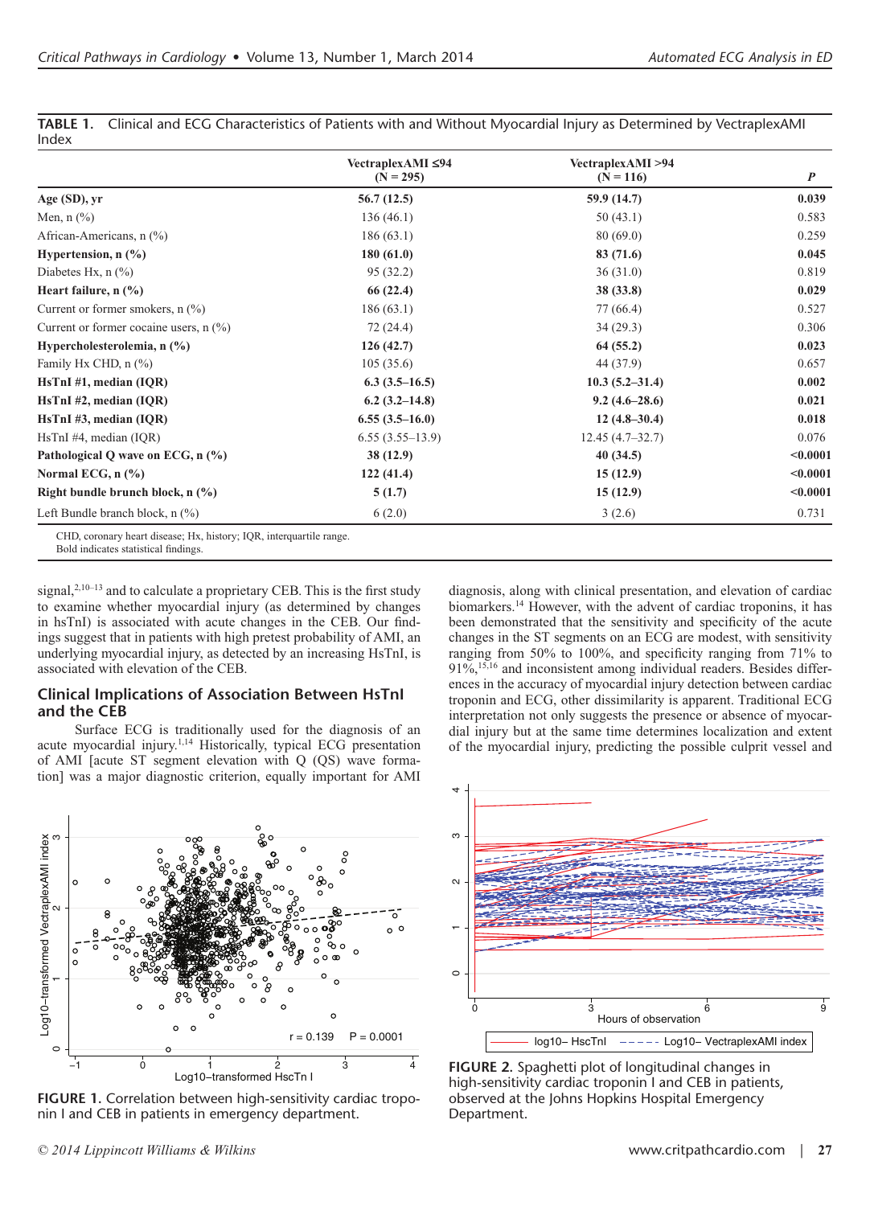**TABLE 1.** Clinical and ECG Characteristics of Patients with and Without Myocardial Injury as Determined by VectraplexAMI Index

| | VectraplexAMI ≤94 (N = 295) | VectraplexAMI >94 (N = 116) | P |
|---|---|---|---|
| **Age (SD), yr** | **56.7 (12.5)** | **59.9 (14.7)** | **0.039** |
| Men, n (%) | 136 (46.1) | 50 (43.1) | 0.583 |
| African-Americans, n (%) | 186 (63.1) | 80 (69.0) | 0.259 |
| **Hypertension, n (%)** | **180 (61.0)** | **83 (71.6)** | **0.045** |
| Diabetes Hx, n (%) | 95 (32.2) | 36 (31.0) | 0.819 |
| **Heart failure, n (%)** | **66 (22.4)** | **38 (33.8)** | **0.029** |
| Current or former smokers, n (%) | 186 (63.1) | 77 (66.4) | 0.527 |
| Current or former cocaine users, n (%) | 72 (24.4) | 34 (29.3) | 0.306 |
| **Hypercholesterolemia, n (%)** | **126 (42.7)** | **64 (55.2)** | **0.023** |
| Family Hx CHD, n (%) | 105 (35.6) | 44 (37.9) | 0.657 |
| **HsTnI #1, median (IQR)** | **6.3 (3.5–16.5)** | **10.3 (5.2–31.4)** | **0.002** |
| **HsTnI #2, median (IQR)** | **6.2 (3.2–14.8)** | **9.2 (4.6–28.6)** | **0.021** |
| **HsTnI #3, median (IQR)** | **6.55 (3.5–16.0)** | **12 (4.8–30.4)** | **0.018** |
| HsTnI #4, median (IQR) | 6.55 (3.55–13.9) | 12.45 (4.7–32.7) | 0.076 |
| **Pathological Q wave on ECG, n (%)** | **38 (12.9)** | **40 (34.5)** | **<0.0001** |
| **Normal ECG, n (%)** | **122 (41.4)** | **15 (12.9)** | **<0.0001** |
| **Right bundle brunch block, n (%)** | **5 (1.7)** | **15 (12.9)** | **<0.0001** |
| Left Bundle branch block, n (%) | 6 (2.0) | 3 (2.6) | 0.731 |

CHD, coronary heart disease; Hx, history; IQR, interquartile range.
Bold indicates statistical findings.

signal,[2,10–13] and to calculate a proprietary CEB. This is the first study to examine whether myocardial injury (as determined by changes in hsTnI) is associated with acute changes in the CEB. Our findings suggest that in patients with high pretest probability of AMI, an underlying myocardial injury, as detected by an increasing HsTnI, is associated with elevation of the CEB.

## Clinical Implications of Association Between HsTnI and the CEB

Surface ECG is traditionally used for the diagnosis of an acute myocardial injury.[1,14] Historically, typical ECG presentation of AMI [acute ST segment elevation with Q (QS) wave formation] was a major diagnostic criterion, equally important for AMI diagnosis, along with clinical presentation, and elevation of cardiac biomarkers.[14] However, with the advent of cardiac troponins, it has been demonstrated that the sensitivity and specificity of the acute changes in the ST segments on an ECG are modest, with sensitivity ranging from 50% to 100%, and specificity ranging from 71% to 91%,[15,16] and inconsistent among individual readers. Besides differences in the accuracy of myocardial injury detection between cardiac troponin and ECG, other dissimilarity is apparent. Traditional ECG interpretation not only suggests the presence or absence of myocardial injury but at the same time determines localization and extent of the myocardial injury, predicting the possible culprit vessel and

**FIGURE 1.** Correlation between high-sensitivity cardiac troponin I and CEB in patients in emergency department.

**FIGURE 2.** Spaghetti plot of longitudinal changes in high-sensitivity cardiac troponin I and CEB in patients, observed at the Johns Hopkins Hospital Emergency Department.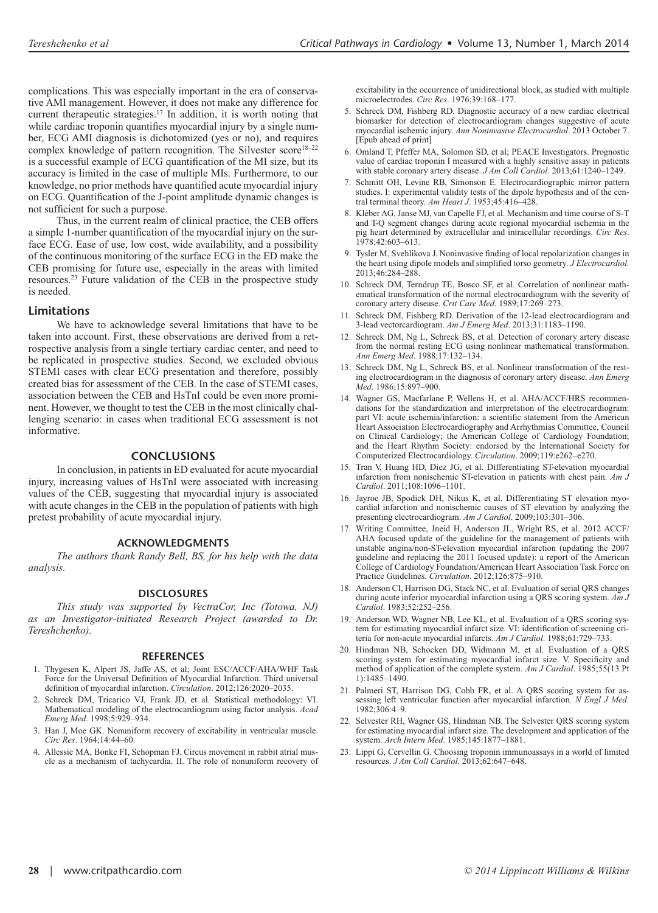complications. This was especially important in the era of conservative AMI management. However, it does not make any difference for current therapeutic strategies.[17] In addition, it is worth noting that while cardiac troponin quantifies myocardial injury by a single number, ECG AMI diagnosis is dichotomized (yes or no), and requires complex knowledge of pattern recognition. The Silvester score[18–22] is a successful example of ECG quantification of the MI size, but its accuracy is limited in the case of multiple MIs. Furthermore, to our knowledge, no prior methods have quantified acute myocardial injury on ECG. Quantification of the J-point amplitude dynamic changes is not sufficient for such a purpose.

Thus, in the current realm of clinical practice, the CEB offers a simple 1-number quantification of the myocardial injury on the surface ECG. Ease of use, low cost, wide availability, and a possibility of the continuous monitoring of the surface ECG in the ED make the CEB promising for future use, especially in the areas with limited resources.[23] Future validation of the CEB in the prospective study is needed.

## Limitations

We have to acknowledge several limitations that have to be taken into account. First, these observations are derived from a retrospective analysis from a single tertiary cardiac center, and need to be replicated in prospective studies. Second, we excluded obvious STEMI cases with clear ECG presentation and therefore, possibly created bias for assessment of the CEB. In the case of STEMI cases, association between the CEB and HsTnI could be even more prominent. However, we thought to test the CEB in the most clinically challenging scenario: in cases when traditional ECG assessment is not informative.

## CONCLUSIONS

In conclusion, in patients in ED evaluated for acute myocardial injury, increasing values of HsTnI were associated with increasing values of the CEB, suggesting that myocardial injury is associated with acute changes in the CEB in the population of patients with high pretest probability of acute myocardial injury.

### ACKNOWLEDGMENTS

*The authors thank Randy Bell, BS, for his help with the data analysis.*

### DISCLOSURES

*This study was supported by VectraCor, Inc (Totowa, NJ) as an Investigator-initiated Research Project (awarded to Dr. Tereshchenko).*

### REFERENCES

1. Thygesen K, Alpert JS, Jaffe AS, et al; Joint ESC/ACCF/AHA/WHF Task Force for the Universal Definition of Myocardial Infarction. Third universal definition of myocardial infarction. *Circulation*. 2012;126:2020–2035.
2. Schreck DM, Tricarico VJ, Frank JD, et al. Statistical methodology: VI. Mathematical modeling of the electrocardiogram using factor analysis. *Acad Emerg Med*. 1998;5:929–934.
3. Han J, Moe GK. Nonuniform recovery of excitability in ventricular muscle. *Circ Res*. 1964;14:44–60.
4. Allessie MA, Bonke FI, Schopman FJ. Circus movement in rabbit atrial muscle as a mechanism of tachycardia. II. The role of nonuniform recovery of excitability in the occurrence of unidirectional block, as studied with multiple microelectrodes. *Circ Res*. 1976;39:168–177.
5. Schreck DM, Fishberg RD. Diagnostic accuracy of a new cardiac electrical biomarker for detection of electrocardiogram changes suggestive of acute myocardial ischemic injury. *Ann Noninvasive Electrocardiol*. 2013 October 7. [Epub ahead of print]
6. Omland T, Pfeffer MA, Solomon SD, et al; PEACE Investigators. Prognostic value of cardiac troponin I measured with a highly sensitive assay in patients with stable coronary artery disease. *J Am Coll Cardiol*. 2013;61:1240–1249.
7. Schmitt OH, Levine RB, Simonson E. Electrocardiographic mirror pattern studies. I: experimental validity tests of the dipole hypothesis and of the central terminal theory. *Am Heart J*. 1953;45:416–428.
8. Kléber AG, Janse MJ, van Capelle FJ, et al. Mechanism and time course of S-T and T-Q segment changes during acute regional myocardial ischemia in the pig heart determined by extracellular and intracellular recordings. *Circ Res*. 1978;42:603–613.
9. Tysler M, Svehlikova J. Noninvasive finding of local repolarization changes in the heart using dipole models and simplified torso geometry. *J Electrocardiol.* 2013;46:284–288.
10. Schreck DM, Terndrup TE, Bosco SF, et al. Correlation of nonlinear mathematical transformation of the normal electrocardiogram with the severity of coronary artery disease. *Crit Care Med*. 1989;17:269–273.
11. Schreck DM, Fishberg RD. Derivation of the 12-lead electrocardiogram and 3-lead vectorcardiogram. *Am J Emerg Med*. 2013;31:1183–1190.
12. Schreck DM, Ng L, Schreck BS, et al. Detection of coronary artery disease from the normal resting ECG using nonlinear mathematical transformation. *Ann Emerg Med*. 1988;17:132–134.
13. Schreck DM, Ng L, Schreck BS, et al. Nonlinear transformation of the resting electrocardiogram in the diagnosis of coronary artery disease. *Ann Emerg Med*. 1986;15:897–900.
14. Wagner GS, Macfarlane P, Wellens H, et al. AHA/ACCF/HRS recommendations for the standardization and interpretation of the electrocardiogram: part VI: acute ischemia/infarction: a scientific statement from the American Heart Association Electrocardiography and Arrhythmias Committee, Council on Clinical Cardiology; the American College of Cardiology Foundation; and the Heart Rhythm Society: endorsed by the International Society for Computerized Electrocardiology. *Circulation*. 2009;119:e262–e270.
15. Tran V, Huang HD, Diez JG, et al. Differentiating ST-elevation myocardial infarction from nonischemic ST-elevation in patients with chest pain. *Am J Cardiol*. 2011;108:1096–1101.
16. Jayroe JB, Spodick DH, Nikus K, et al. Differentiating ST elevation myocardial infarction and nonischemic causes of ST elevation by analyzing the presenting electrocardiogram. *Am J Cardiol*. 2009;103:301–306.
17. Writing Committee, Jneid H, Anderson JL, Wright RS, et al. 2012 ACCF/AHA focused update of the guideline for the management of patients with unstable angina/non-ST-elevation myocardial infarction (updating the 2007 guideline and replacing the 2011 focused update): a report of the American College of Cardiology Foundation/American Heart Association Task Force on Practice Guidelines. *Circulation*. 2012;126:875–910.
18. Anderson CI, Harrison DG, Stack NC, et al. Evaluation of serial QRS changes during acute inferior myocardial infarction using a QRS scoring system. *Am J Cardiol*. 1983;52:252–256.
19. Anderson WD, Wagner NB, Lee KL, et al. Evaluation of a QRS scoring system for estimating myocardial infarct size. VI: identification of screening criteria for non-acute myocardial infarcts. *Am J Cardiol*. 1988;61:729–733.
20. Hindman NB, Schocken DD, Widmann M, et al. Evaluation of a QRS scoring system for estimating myocardial infarct size. V. Specificity and method of application of the complete system. *Am J Cardiol*. 1985;55(13 Pt 1):1485–1490.
21. Palmeri ST, Harrison DG, Cobb FR, et al. A QRS scoring system for assessing left ventricular function after myocardial infarction. *N Engl J Med*. 1982;306:4–9.
22. Selvester RH, Wagner GS, Hindman NB. The Selvester QRS scoring system for estimating myocardial infarct size. The development and application of the system. *Arch Intern Med*. 1985;145:1877–1881.
23. Lippi G, Cervellin G. Choosing troponin immunoassays in a world of limited resources. *J Am Coll Cardiol*. 2013;62:647–648.